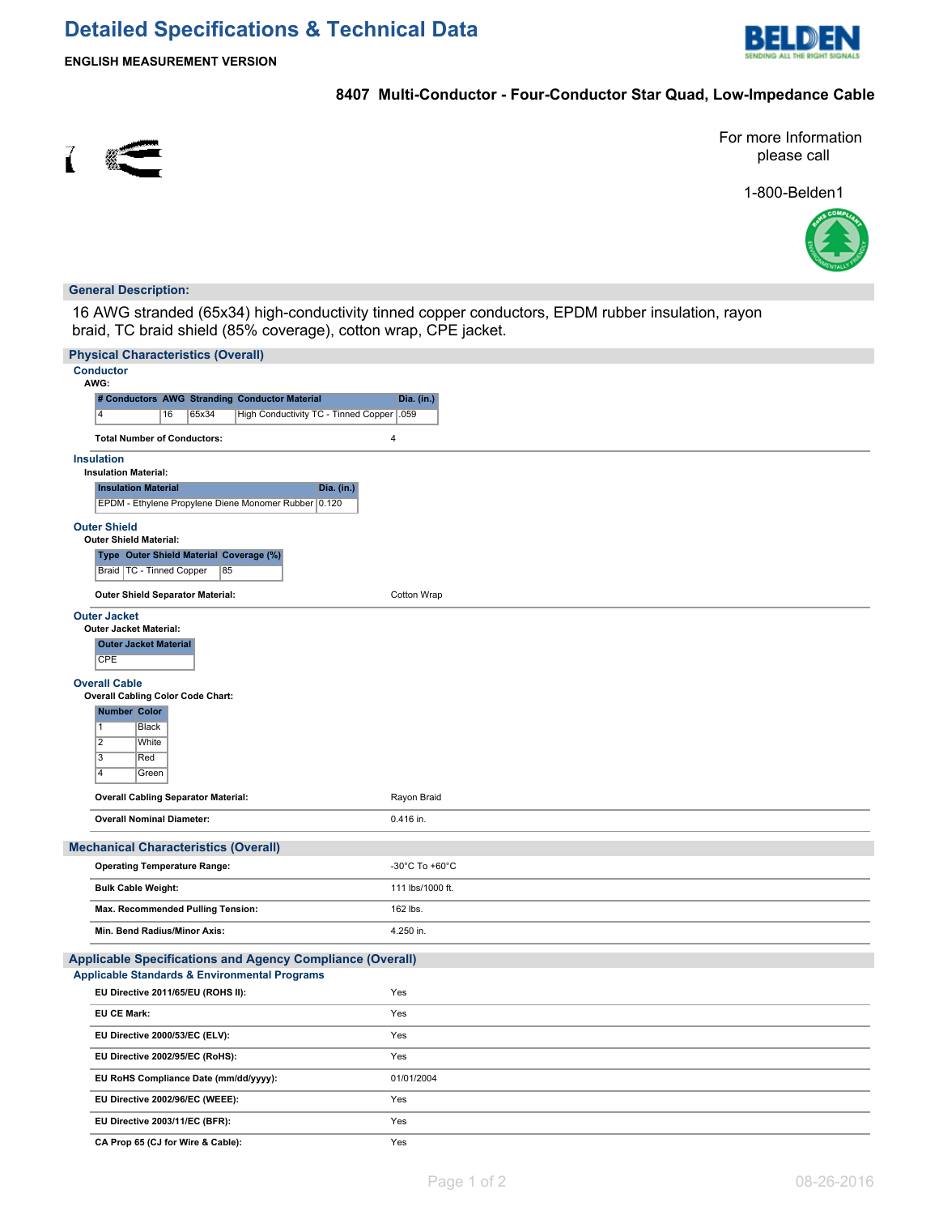# Detailed Specifications & Technical Data

**ENGLISH MEASUREMENT VERSION**

## 8407 Multi-Conductor - Four-Conductor Star Quad, Low-Impedance Cable

For more Information please call

1-800-Belden1

## General Description:

16 AWG stranded (65x34) high-conductivity tinned copper conductors, EPDM rubber insulation, rayon braid, TC braid shield (85% coverage), cotton wrap, CPE jacket.

## Physical Characteristics (Overall)

### Conductor

**AWG:**

| # Conductors | AWG | Stranding | Conductor Material | Dia. (in.) |
|---|---|---|---|---|
| 4 | 16 | 65x34 | High Conductivity TC - Tinned Copper | .059 |

**Total Number of Conductors:** 4

### Insulation

**Insulation Material:**

| Insulation Material | Dia. (in.) |
|---|---|
| EPDM - Ethylene Propylene Diene Monomer Rubber | 0.120 |

### Outer Shield

**Outer Shield Material:**

| Type | Outer Shield Material | Coverage (%) |
|---|---|---|
| Braid | TC - Tinned Copper | 85 |

**Outer Shield Separator Material:** Cotton Wrap

### Outer Jacket

**Outer Jacket Material:**

| Outer Jacket Material |
|---|
| CPE |

### Overall Cable

**Overall Cabling Color Code Chart:**

| Number | Color |
|---|---|
| 1 | Black |
| 2 | White |
| 3 | Red |
| 4 | Green |

**Overall Cabling Separator Material:** Rayon Braid

**Overall Nominal Diameter:** 0.416 in.

## Mechanical Characteristics (Overall)

| | |
|---|---|
| **Operating Temperature Range:** | -30°C To +60°C |
| **Bulk Cable Weight:** | 111 lbs/1000 ft. |
| **Max. Recommended Pulling Tension:** | 162 lbs. |
| **Min. Bend Radius/Minor Axis:** | 4.250 in. |

## Applicable Specifications and Agency Compliance (Overall)

### Applicable Standards & Environmental Programs

| | |
|---|---|
| **EU Directive 2011/65/EU (ROHS II):** | Yes |
| **EU CE Mark:** | Yes |
| **EU Directive 2000/53/EC (ELV):** | Yes |
| **EU Directive 2002/95/EC (RoHS):** | Yes |
| **EU RoHS Compliance Date (mm/dd/yyyy):** | 01/01/2004 |
| **EU Directive 2002/96/EC (WEEE):** | Yes |
| **EU Directive 2003/11/EC (BFR):** | Yes |
| **CA Prop 65 (CJ for Wire & Cable):** | Yes |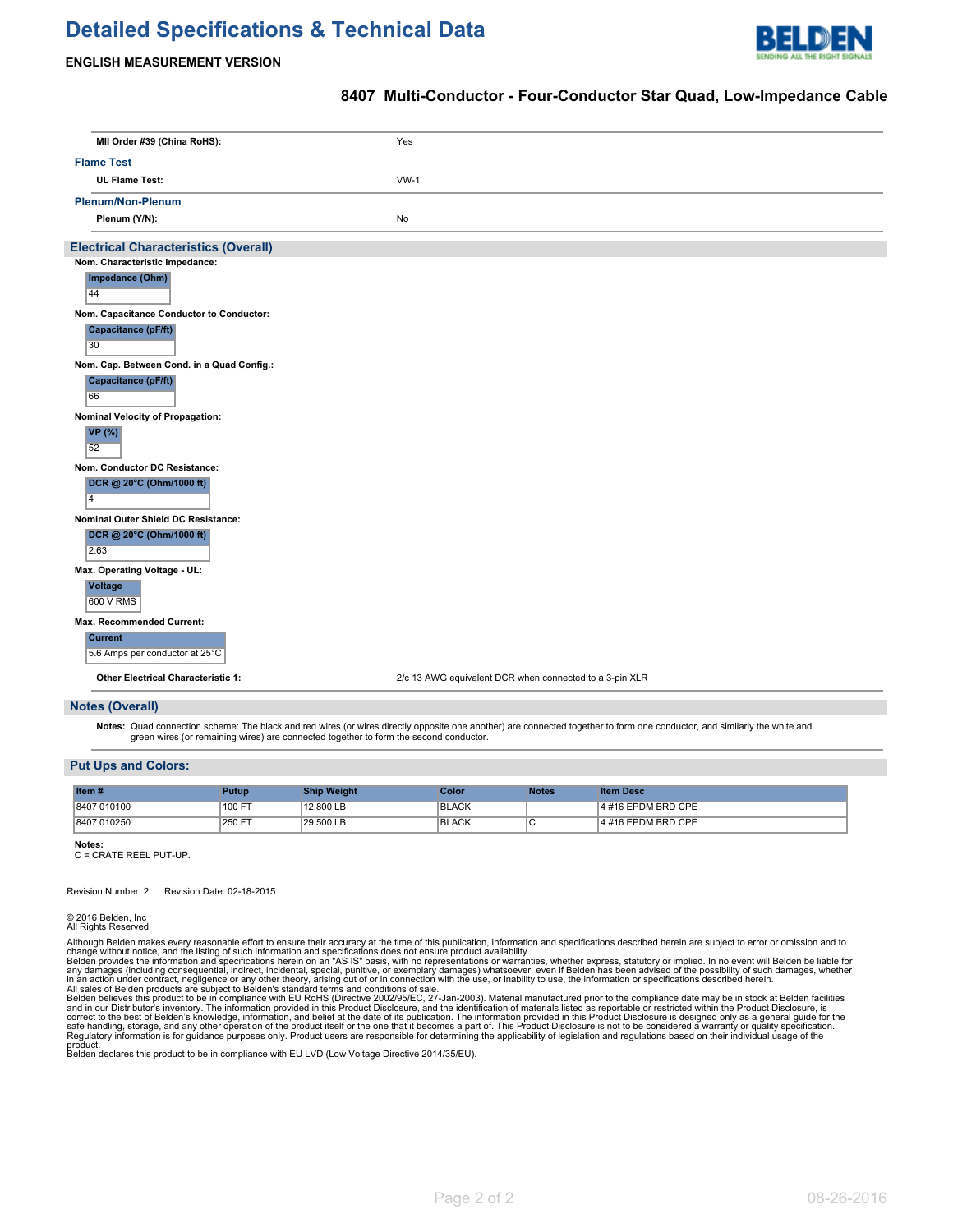# Detailed Specifications & Technical Data

**ENGLISH MEASUREMENT VERSION**

## 8407 Multi-Conductor - Four-Conductor Star Quad, Low-Impedance Cable

| | |
|---|---|
| **MII Order #39 (China RoHS):** | Yes |

### Flame Test

| | |
|---|---|
| **UL Flame Test:** | VW-1 |

### Plenum/Non-Plenum

| | |
|---|---|
| **Plenum (Y/N):** | No |

## Electrical Characteristics (Overall)

**Nom. Characteristic Impedance:**

| Impedance (Ohm) |
|---|
| 44 |

**Nom. Capacitance Conductor to Conductor:**

| Capacitance (pF/ft) |
|---|
| 30 |

**Nom. Cap. Between Cond. in a Quad Config.:**

| Capacitance (pF/ft) |
|---|
| 66 |

**Nominal Velocity of Propagation:**

| VP (%) |
|---|
| 52 |

**Nom. Conductor DC Resistance:**

| DCR @ 20°C (Ohm/1000 ft) |
|---|
| 4 |

**Nominal Outer Shield DC Resistance:**

| DCR @ 20°C (Ohm/1000 ft) |
|---|
| 2.63 |

**Max. Operating Voltage - UL:**

| Voltage |
|---|
| 600 V RMS |

**Max. Recommended Current:**

| Current |
|---|
| 5.6 Amps per conductor at 25°C |

| | |
|---|---|
| **Other Electrical Characteristic 1:** | 2/c 13 AWG equivalent DCR when connected to a 3-pin XLR |

## Notes (Overall)

**Notes:** Quad connection scheme: The black and red wires (or wires directly opposite one another) are connected together to form one conductor, and similarly the white and green wires (or remaining wires) are connected together to form the second conductor.

## Put Ups and Colors:

| Item # | Putup | Ship Weight | Color | Notes | Item Desc |
|---|---|---|---|---|---|
| 8407 010100 | 100 FT | 12.800 LB | BLACK | | 4 #16 EPDM BRD CPE |
| 8407 010250 | 250 FT | 29.500 LB | BLACK | C | 4 #16 EPDM BRD CPE |

**Notes:**
C = CRATE REEL PUT-UP.

Revision Number: 2 Revision Date: 02-18-2015

© 2016 Belden, Inc
All Rights Reserved.

Although Belden makes every reasonable effort to ensure their accuracy at the time of this publication, information and specifications described herein are subject to error or omission and to change without notice, and the listing of such information and specifications does not ensure product availability.
Belden provides the information and specifications herein on an "AS IS" basis, with no representations or warranties, whether express, statutory or implied. In no event will Belden be liable for any damages (including consequential, indirect, incidental, special, punitive, or exemplary damages) whatsoever, even if Belden has been advised of the possibility of such damages, whether in an action under contract, negligence or any other theory, arising out of or in connection with the use, or inability to use, the information or specifications described herein.
All sales of Belden products are subject to Belden's standard terms and conditions of sale.
Belden believes this product to be in compliance with EU RoHS (Directive 2002/95/EC, 27-Jan-2003). Material manufactured prior to the compliance date may be in stock at Belden facilities and in our Distributor's inventory. The information provided in this Product Disclosure, and the identification of materials listed as reportable or restricted within the Product Disclosure, is correct to the best of Belden's knowledge, information, and belief at the date of its publication. The information provided in this Product Disclosure is designed only as a general guide for the safe handling, storage, and any other operation of the product itself or the one that it becomes a part of. This Product Disclosure is not to be considered a warranty or quality specification. Regulatory information is for guidance purposes only. Product users are responsible for determining the applicability of legislation and regulations based on their individual usage of the product.
Belden declares this product to be in compliance with EU LVD (Low Voltage Directive 2014/35/EU).